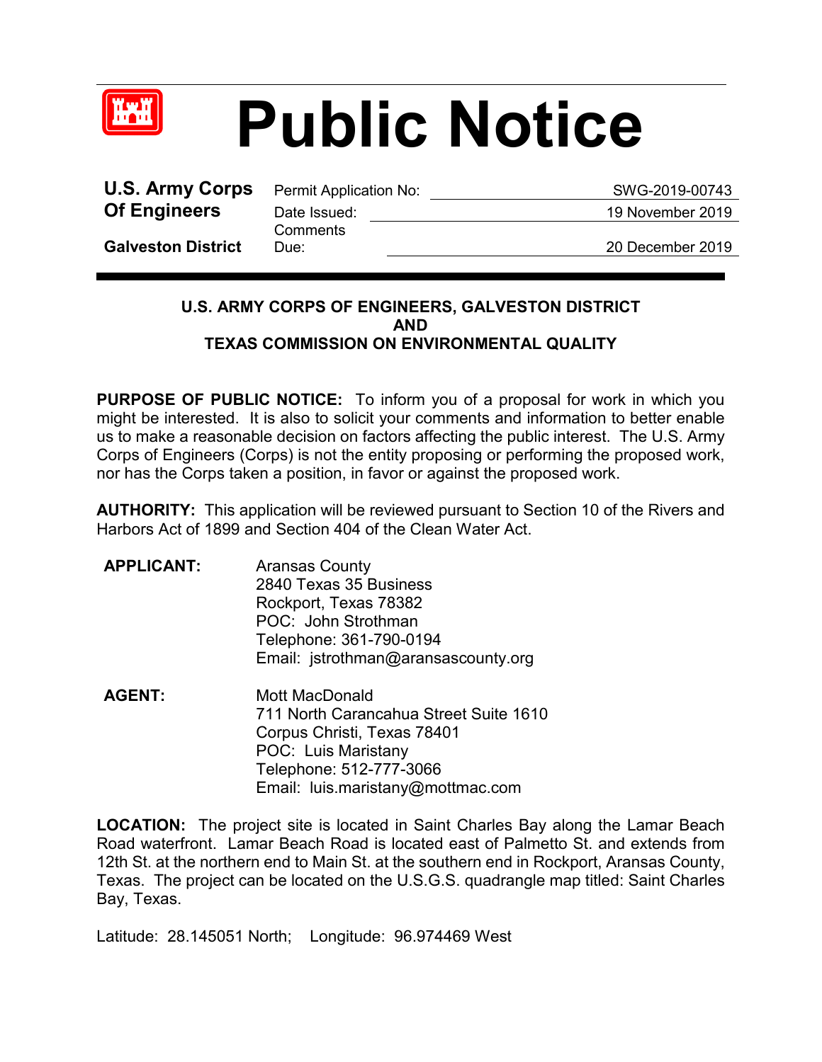# Public Notice

| **U.S. Army Corps Of Engineers** | Permit Application No: | SWG-2019-00743 |
|---|---|---|
| | Date Issued: | 19 November 2019 |
| **Galveston District** | Comments Due: | 20 December 2019 |

**U.S. ARMY CORPS OF ENGINEERS, GALVESTON DISTRICT**
**AND**
**TEXAS COMMISSION ON ENVIRONMENTAL QUALITY**

**PURPOSE OF PUBLIC NOTICE:** To inform you of a proposal for work in which you might be interested. It is also to solicit your comments and information to better enable us to make a reasonable decision on factors affecting the public interest. The U.S. Army Corps of Engineers (Corps) is not the entity proposing or performing the proposed work, nor has the Corps taken a position, in favor or against the proposed work.

**AUTHORITY:** This application will be reviewed pursuant to Section 10 of the Rivers and Harbors Act of 1899 and Section 404 of the Clean Water Act.

**APPLICANT:**
Aransas County
2840 Texas 35 Business
Rockport, Texas 78382
POC: John Strothman
Telephone: 361-790-0194
Email: jstrothman@aransascounty.org

**AGENT:**
Mott MacDonald
711 North Carancahua Street Suite 1610
Corpus Christi, Texas 78401
POC: Luis Maristany
Telephone: 512-777-3066
Email: luis.maristany@mottmac.com

**LOCATION:** The project site is located in Saint Charles Bay along the Lamar Beach Road waterfront. Lamar Beach Road is located east of Palmetto St. and extends from 12th St. at the northern end to Main St. at the southern end in Rockport, Aransas County, Texas. The project can be located on the U.S.G.S. quadrangle map titled: Saint Charles Bay, Texas.

Latitude: 28.145051 North; Longitude: 96.974469 West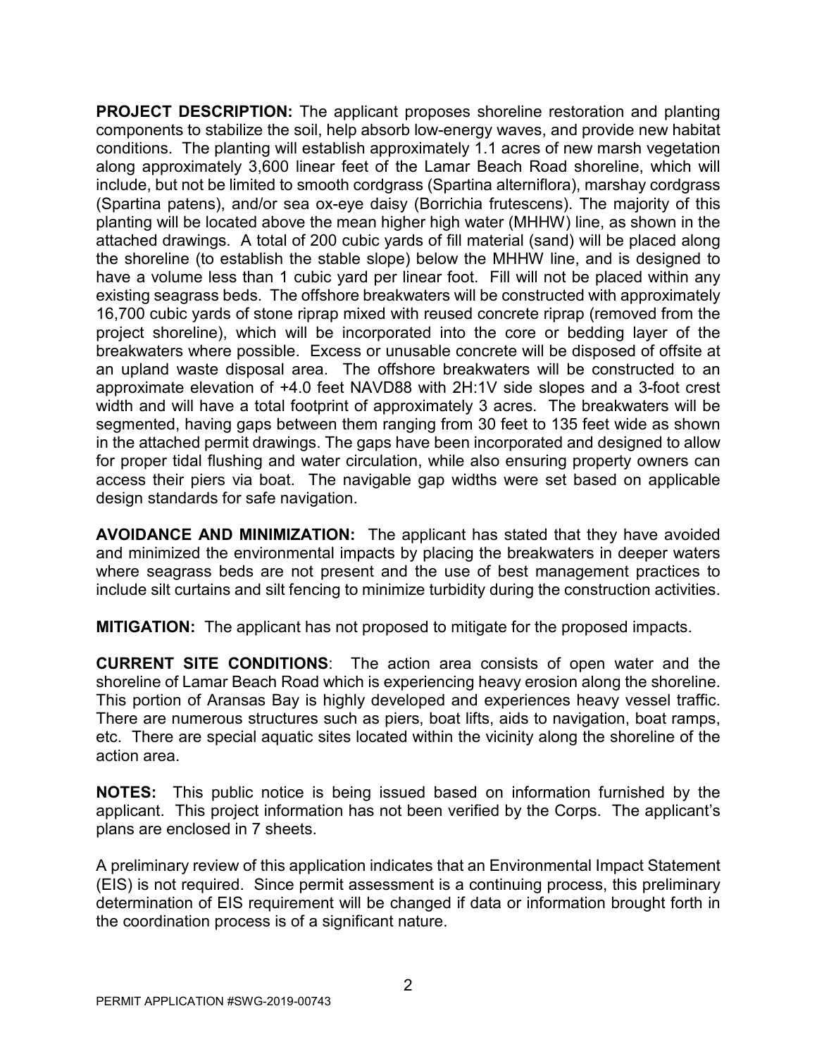**PROJECT DESCRIPTION:** The applicant proposes shoreline restoration and planting components to stabilize the soil, help absorb low-energy waves, and provide new habitat conditions. The planting will establish approximately 1.1 acres of new marsh vegetation along approximately 3,600 linear feet of the Lamar Beach Road shoreline, which will include, but not be limited to smooth cordgrass (Spartina alterniflora), marshay cordgrass (Spartina patens), and/or sea ox-eye daisy (Borrichia frutescens). The majority of this planting will be located above the mean higher high water (MHHW) line, as shown in the attached drawings. A total of 200 cubic yards of fill material (sand) will be placed along the shoreline (to establish the stable slope) below the MHHW line, and is designed to have a volume less than 1 cubic yard per linear foot. Fill will not be placed within any existing seagrass beds. The offshore breakwaters will be constructed with approximately 16,700 cubic yards of stone riprap mixed with reused concrete riprap (removed from the project shoreline), which will be incorporated into the core or bedding layer of the breakwaters where possible. Excess or unusable concrete will be disposed of offsite at an upland waste disposal area. The offshore breakwaters will be constructed to an approximate elevation of +4.0 feet NAVD88 with 2H:1V side slopes and a 3-foot crest width and will have a total footprint of approximately 3 acres. The breakwaters will be segmented, having gaps between them ranging from 30 feet to 135 feet wide as shown in the attached permit drawings. The gaps have been incorporated and designed to allow for proper tidal flushing and water circulation, while also ensuring property owners can access their piers via boat. The navigable gap widths were set based on applicable design standards for safe navigation.

**AVOIDANCE AND MINIMIZATION:** The applicant has stated that they have avoided and minimized the environmental impacts by placing the breakwaters in deeper waters where seagrass beds are not present and the use of best management practices to include silt curtains and silt fencing to minimize turbidity during the construction activities.

**MITIGATION:** The applicant has not proposed to mitigate for the proposed impacts.

**CURRENT SITE CONDITIONS**: The action area consists of open water and the shoreline of Lamar Beach Road which is experiencing heavy erosion along the shoreline. This portion of Aransas Bay is highly developed and experiences heavy vessel traffic. There are numerous structures such as piers, boat lifts, aids to navigation, boat ramps, etc. There are special aquatic sites located within the vicinity along the shoreline of the action area.

**NOTES:** This public notice is being issued based on information furnished by the applicant. This project information has not been verified by the Corps. The applicant's plans are enclosed in 7 sheets.

A preliminary review of this application indicates that an Environmental Impact Statement (EIS) is not required. Since permit assessment is a continuing process, this preliminary determination of EIS requirement will be changed if data or information brought forth in the coordination process is of a significant nature.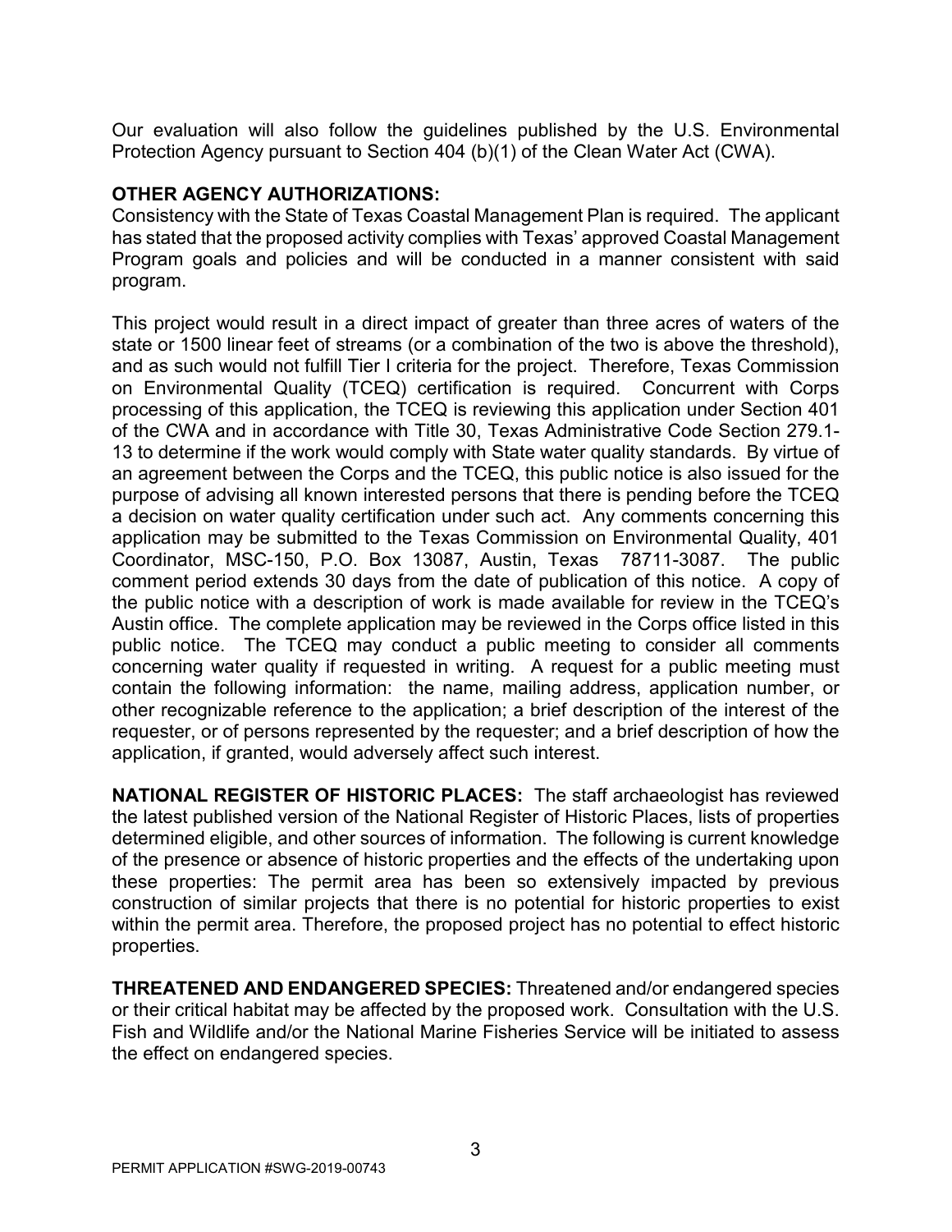Our evaluation will also follow the guidelines published by the U.S. Environmental Protection Agency pursuant to Section 404 (b)(1) of the Clean Water Act (CWA).

**OTHER AGENCY AUTHORIZATIONS:**
Consistency with the State of Texas Coastal Management Plan is required. The applicant has stated that the proposed activity complies with Texas' approved Coastal Management Program goals and policies and will be conducted in a manner consistent with said program.

This project would result in a direct impact of greater than three acres of waters of the state or 1500 linear feet of streams (or a combination of the two is above the threshold), and as such would not fulfill Tier I criteria for the project. Therefore, Texas Commission on Environmental Quality (TCEQ) certification is required. Concurrent with Corps processing of this application, the TCEQ is reviewing this application under Section 401 of the CWA and in accordance with Title 30, Texas Administrative Code Section 279.1-13 to determine if the work would comply with State water quality standards. By virtue of an agreement between the Corps and the TCEQ, this public notice is also issued for the purpose of advising all known interested persons that there is pending before the TCEQ a decision on water quality certification under such act. Any comments concerning this application may be submitted to the Texas Commission on Environmental Quality, 401 Coordinator, MSC-150, P.O. Box 13087, Austin, Texas 78711-3087. The public comment period extends 30 days from the date of publication of this notice. A copy of the public notice with a description of work is made available for review in the TCEQ's Austin office. The complete application may be reviewed in the Corps office listed in this public notice. The TCEQ may conduct a public meeting to consider all comments concerning water quality if requested in writing. A request for a public meeting must contain the following information: the name, mailing address, application number, or other recognizable reference to the application; a brief description of the interest of the requester, or of persons represented by the requester; and a brief description of how the application, if granted, would adversely affect such interest.

**NATIONAL REGISTER OF HISTORIC PLACES:** The staff archaeologist has reviewed the latest published version of the National Register of Historic Places, lists of properties determined eligible, and other sources of information. The following is current knowledge of the presence or absence of historic properties and the effects of the undertaking upon these properties: The permit area has been so extensively impacted by previous construction of similar projects that there is no potential for historic properties to exist within the permit area. Therefore, the proposed project has no potential to effect historic properties.

**THREATENED AND ENDANGERED SPECIES:** Threatened and/or endangered species or their critical habitat may be affected by the proposed work. Consultation with the U.S. Fish and Wildlife and/or the National Marine Fisheries Service will be initiated to assess the effect on endangered species.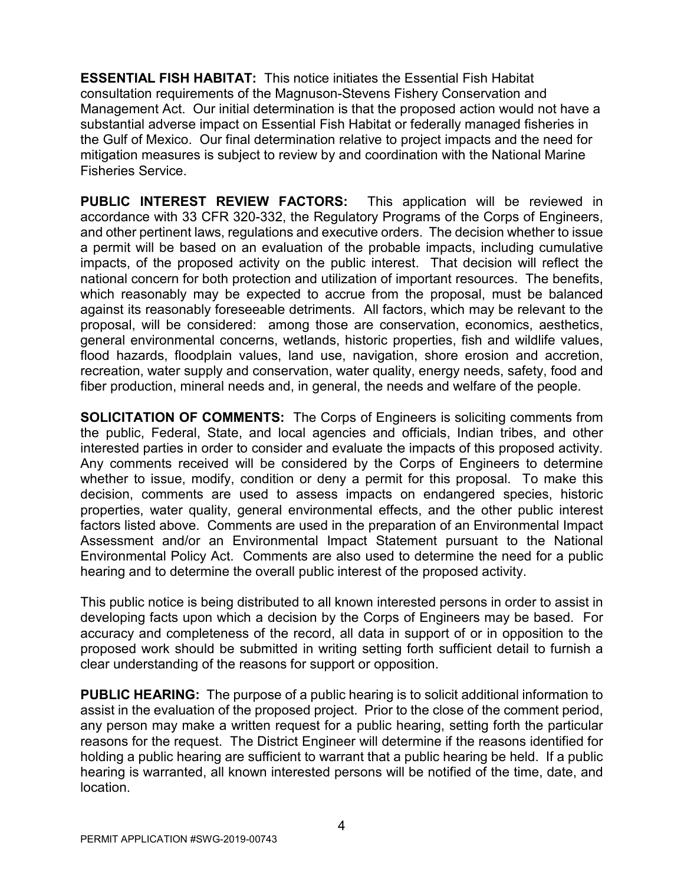**ESSENTIAL FISH HABITAT:** This notice initiates the Essential Fish Habitat consultation requirements of the Magnuson-Stevens Fishery Conservation and Management Act. Our initial determination is that the proposed action would not have a substantial adverse impact on Essential Fish Habitat or federally managed fisheries in the Gulf of Mexico. Our final determination relative to project impacts and the need for mitigation measures is subject to review by and coordination with the National Marine Fisheries Service.

**PUBLIC INTEREST REVIEW FACTORS:** This application will be reviewed in accordance with 33 CFR 320-332, the Regulatory Programs of the Corps of Engineers, and other pertinent laws, regulations and executive orders. The decision whether to issue a permit will be based on an evaluation of the probable impacts, including cumulative impacts, of the proposed activity on the public interest. That decision will reflect the national concern for both protection and utilization of important resources. The benefits, which reasonably may be expected to accrue from the proposal, must be balanced against its reasonably foreseeable detriments. All factors, which may be relevant to the proposal, will be considered: among those are conservation, economics, aesthetics, general environmental concerns, wetlands, historic properties, fish and wildlife values, flood hazards, floodplain values, land use, navigation, shore erosion and accretion, recreation, water supply and conservation, water quality, energy needs, safety, food and fiber production, mineral needs and, in general, the needs and welfare of the people.

**SOLICITATION OF COMMENTS:** The Corps of Engineers is soliciting comments from the public, Federal, State, and local agencies and officials, Indian tribes, and other interested parties in order to consider and evaluate the impacts of this proposed activity. Any comments received will be considered by the Corps of Engineers to determine whether to issue, modify, condition or deny a permit for this proposal. To make this decision, comments are used to assess impacts on endangered species, historic properties, water quality, general environmental effects, and the other public interest factors listed above. Comments are used in the preparation of an Environmental Impact Assessment and/or an Environmental Impact Statement pursuant to the National Environmental Policy Act. Comments are also used to determine the need for a public hearing and to determine the overall public interest of the proposed activity.

This public notice is being distributed to all known interested persons in order to assist in developing facts upon which a decision by the Corps of Engineers may be based. For accuracy and completeness of the record, all data in support of or in opposition to the proposed work should be submitted in writing setting forth sufficient detail to furnish a clear understanding of the reasons for support or opposition.

**PUBLIC HEARING:** The purpose of a public hearing is to solicit additional information to assist in the evaluation of the proposed project. Prior to the close of the comment period, any person may make a written request for a public hearing, setting forth the particular reasons for the request. The District Engineer will determine if the reasons identified for holding a public hearing are sufficient to warrant that a public hearing be held. If a public hearing is warranted, all known interested persons will be notified of the time, date, and location.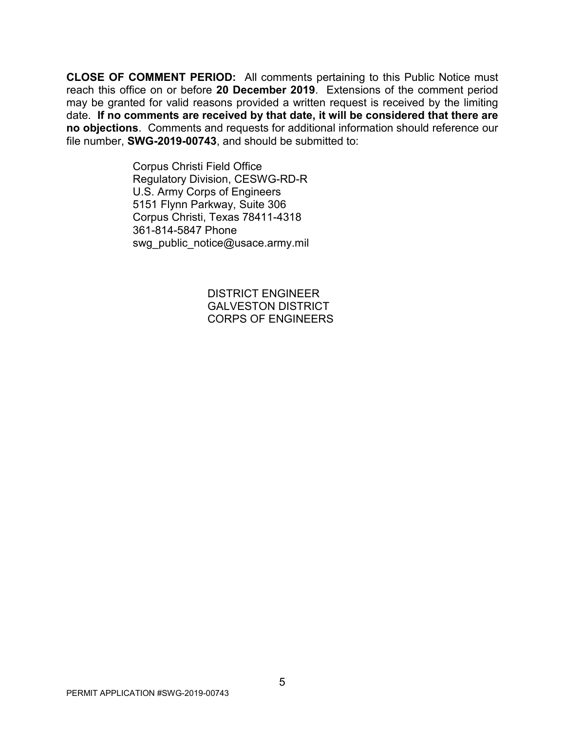**CLOSE OF COMMENT PERIOD:** All comments pertaining to this Public Notice must reach this office on or before **20 December 2019**. Extensions of the comment period may be granted for valid reasons provided a written request is received by the limiting date. **If no comments are received by that date, it will be considered that there are no objections**. Comments and requests for additional information should reference our file number, **SWG-2019-00743**, and should be submitted to:

Corpus Christi Field Office
Regulatory Division, CESWG-RD-R
U.S. Army Corps of Engineers
5151 Flynn Parkway, Suite 306
Corpus Christi, Texas 78411-4318
361-814-5847 Phone
swg_public_notice@usace.army.mil

DISTRICT ENGINEER
GALVESTON DISTRICT
CORPS OF ENGINEERS